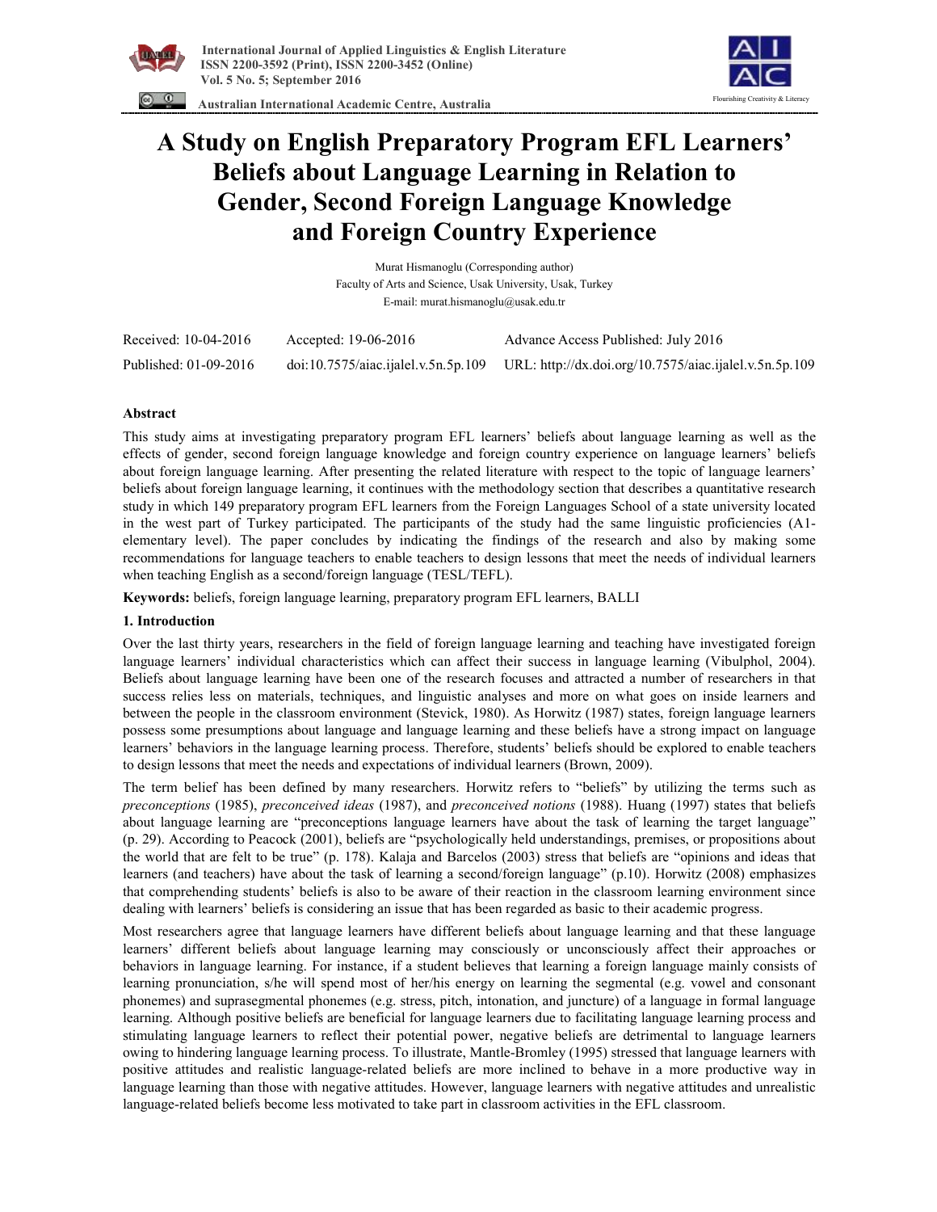# A Study on English Preparatory Program EFL Learners' Beliefs about Language Learning in Relation to Gender, Second Foreign Language Knowledge and Foreign Country Experience

Murat Hismanoglu (Corresponding author)
Faculty of Arts and Science, Usak University, Usak, Turkey
E-mail: murat.hismanoglu@usak.edu.tr

| Received: 10-04-2016 | Accepted: 19-06-2016 | Advance Access Published: July 2016 |
|---|---|---|
| Published: 01-09-2016 | doi:10.7575/aiac.ijalel.v.5n.5p.109 | URL: http://dx.doi.org/10.7575/aiac.ijalel.v.5n.5p.109 |

**Abstract**

This study aims at investigating preparatory program EFL learners' beliefs about language learning as well as the effects of gender, second foreign language knowledge and foreign country experience on language learners' beliefs about foreign language learning. After presenting the related literature with respect to the topic of language learners' beliefs about foreign language learning, it continues with the methodology section that describes a quantitative research study in which 149 preparatory program EFL learners from the Foreign Languages School of a state university located in the west part of Turkey participated. The participants of the study had the same linguistic proficiencies (A1-elementary level). The paper concludes by indicating the findings of the research and also by making some recommendations for language teachers to enable teachers to design lessons that meet the needs of individual learners when teaching English as a second/foreign language (TESL/TEFL).

**Keywords:** beliefs, foreign language learning, preparatory program EFL learners, BALLI

## 1. Introduction

Over the last thirty years, researchers in the field of foreign language learning and teaching have investigated foreign language learners' individual characteristics which can affect their success in language learning (Vibulphol, 2004). Beliefs about language learning have been one of the research focuses and attracted a number of researchers in that success relies less on materials, techniques, and linguistic analyses and more on what goes on inside learners and between the people in the classroom environment (Stevick, 1980). As Horwitz (1987) states, foreign language learners possess some presumptions about language and language learning and these beliefs have a strong impact on language learners' behaviors in the language learning process. Therefore, students' beliefs should be explored to enable teachers to design lessons that meet the needs and expectations of individual learners (Brown, 2009).

The term belief has been defined by many researchers. Horwitz refers to "beliefs" by utilizing the terms such as *preconceptions* (1985), *preconceived ideas* (1987), and *preconceived notions* (1988). Huang (1997) states that beliefs about language learning are "preconceptions language learners have about the task of learning the target language" (p. 29). According to Peacock (2001), beliefs are "psychologically held understandings, premises, or propositions about the world that are felt to be true" (p. 178). Kalaja and Barcelos (2003) stress that beliefs are "opinions and ideas that learners (and teachers) have about the task of learning a second/foreign language" (p.10). Horwitz (2008) emphasizes that comprehending students' beliefs is also to be aware of their reaction in the classroom learning environment since dealing with learners' beliefs is considering an issue that has been regarded as basic to their academic progress.

Most researchers agree that language learners have different beliefs about language learning and that these language learners' different beliefs about language learning may consciously or unconsciously affect their approaches or behaviors in language learning. For instance, if a student believes that learning a foreign language mainly consists of learning pronunciation, s/he will spend most of her/his energy on learning the segmental (e.g. vowel and consonant phonemes) and suprasegmental phonemes (e.g. stress, pitch, intonation, and juncture) of a language in formal language learning. Although positive beliefs are beneficial for language learners due to facilitating language learning process and stimulating language learners to reflect their potential power, negative beliefs are detrimental to language learners owing to hindering language learning process. To illustrate, Mantle-Bromley (1995) stressed that language learners with positive attitudes and realistic language-related beliefs are more inclined to behave in a more productive way in language learning than those with negative attitudes. However, language learners with negative attitudes and unrealistic language-related beliefs become less motivated to take part in classroom activities in the EFL classroom.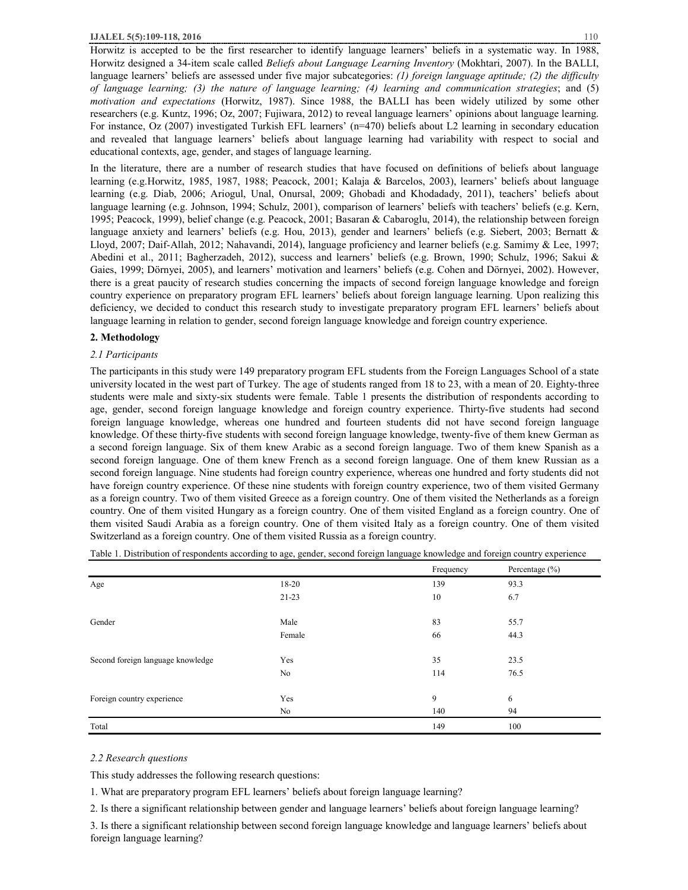Horwitz is accepted to be the first researcher to identify language learners' beliefs in a systematic way. In 1988, Horwitz designed a 34-item scale called *Beliefs about Language Learning Inventory* (Mokhtari, 2007). In the BALLI, language learners' beliefs are assessed under five major subcategories: *(1) foreign language aptitude; (2) the difficulty of language learning; (3) the nature of language learning; (4) learning and communication strategies*; and (5) *motivation and expectations* (Horwitz, 1987). Since 1988, the BALLI has been widely utilized by some other researchers (e.g. Kuntz, 1996; Oz, 2007; Fujiwara, 2012) to reveal language learners' opinions about language learning. For instance, Oz (2007) investigated Turkish EFL learners' (n=470) beliefs about L2 learning in secondary education and revealed that language learners' beliefs about language learning had variability with respect to social and educational contexts, age, gender, and stages of language learning.

In the literature, there are a number of research studies that have focused on definitions of beliefs about language learning (e.g.Horwitz, 1985, 1987, 1988; Peacock, 2001; Kalaja & Barcelos, 2003), learners' beliefs about language learning (e.g. Diab, 2006; Ariogul, Unal, Onursal, 2009; Ghobadi and Khodadady, 2011), teachers' beliefs about language learning (e.g. Johnson, 1994; Schulz, 2001), comparison of learners' beliefs with teachers' beliefs (e.g. Kern, 1995; Peacock, 1999), belief change (e.g. Peacock, 2001; Basaran & Cabaroglu, 2014), the relationship between foreign language anxiety and learners' beliefs (e.g. Hou, 2013), gender and learners' beliefs (e.g. Siebert, 2003; Bernatt & Lloyd, 2007; Daif-Allah, 2012; Nahavandi, 2014), language proficiency and learner beliefs (e.g. Samimy & Lee, 1997; Abedini et al., 2011; Bagherzadeh, 2012), success and learners' beliefs (e.g. Brown, 1990; Schulz, 1996; Sakui & Gaies, 1999; Dörnyei, 2005), and learners' motivation and learners' beliefs (e.g. Cohen and Dörnyei, 2002). However, there is a great paucity of research studies concerning the impacts of second foreign language knowledge and foreign country experience on preparatory program EFL learners' beliefs about foreign language learning. Upon realizing this deficiency, we decided to conduct this research study to investigate preparatory program EFL learners' beliefs about language learning in relation to gender, second foreign language knowledge and foreign country experience.

## 2. Methodology

### *2.1 Participants*

The participants in this study were 149 preparatory program EFL students from the Foreign Languages School of a state university located in the west part of Turkey. The age of students ranged from 18 to 23, with a mean of 20. Eighty-three students were male and sixty-six students were female. Table 1 presents the distribution of respondents according to age, gender, second foreign language knowledge and foreign country experience. Thirty-five students had second foreign language knowledge, whereas one hundred and fourteen students did not have second foreign language knowledge. Of these thirty-five students with second foreign language knowledge, twenty-five of them knew German as a second foreign language. Six of them knew Arabic as a second foreign language. Two of them knew Spanish as a second foreign language. One of them knew French as a second foreign language. One of them knew Russian as a second foreign language. Nine students had foreign country experience, whereas one hundred and forty students did not have foreign country experience. Of these nine students with foreign country experience, two of them visited Germany as a foreign country. Two of them visited Greece as a foreign country. One of them visited the Netherlands as a foreign country. One of them visited Hungary as a foreign country. One of them visited England as a foreign country. One of them visited Saudi Arabia as a foreign country. One of them visited Italy as a foreign country. One of them visited Switzerland as a foreign country. One of them visited Russia as a foreign country.

Table 1. Distribution of respondents according to age, gender, second foreign language knowledge and foreign country experience

| | | Frequency | Percentage (%) |
|---|---|---|---|
| Age | 18-20 | 139 | 93.3 |
| | 21-23 | 10 | 6.7 |
| Gender | Male | 83 | 55.7 |
| | Female | 66 | 44.3 |
| Second foreign language knowledge | Yes | 35 | 23.5 |
| | No | 114 | 76.5 |
| Foreign country experience | Yes | 9 | 6 |
| | No | 140 | 94 |
| Total | | 149 | 100 |

### *2.2 Research questions*

This study addresses the following research questions:

1. What are preparatory program EFL learners' beliefs about foreign language learning?

2. Is there a significant relationship between gender and language learners' beliefs about foreign language learning?

3. Is there a significant relationship between second foreign language knowledge and language learners' beliefs about foreign language learning?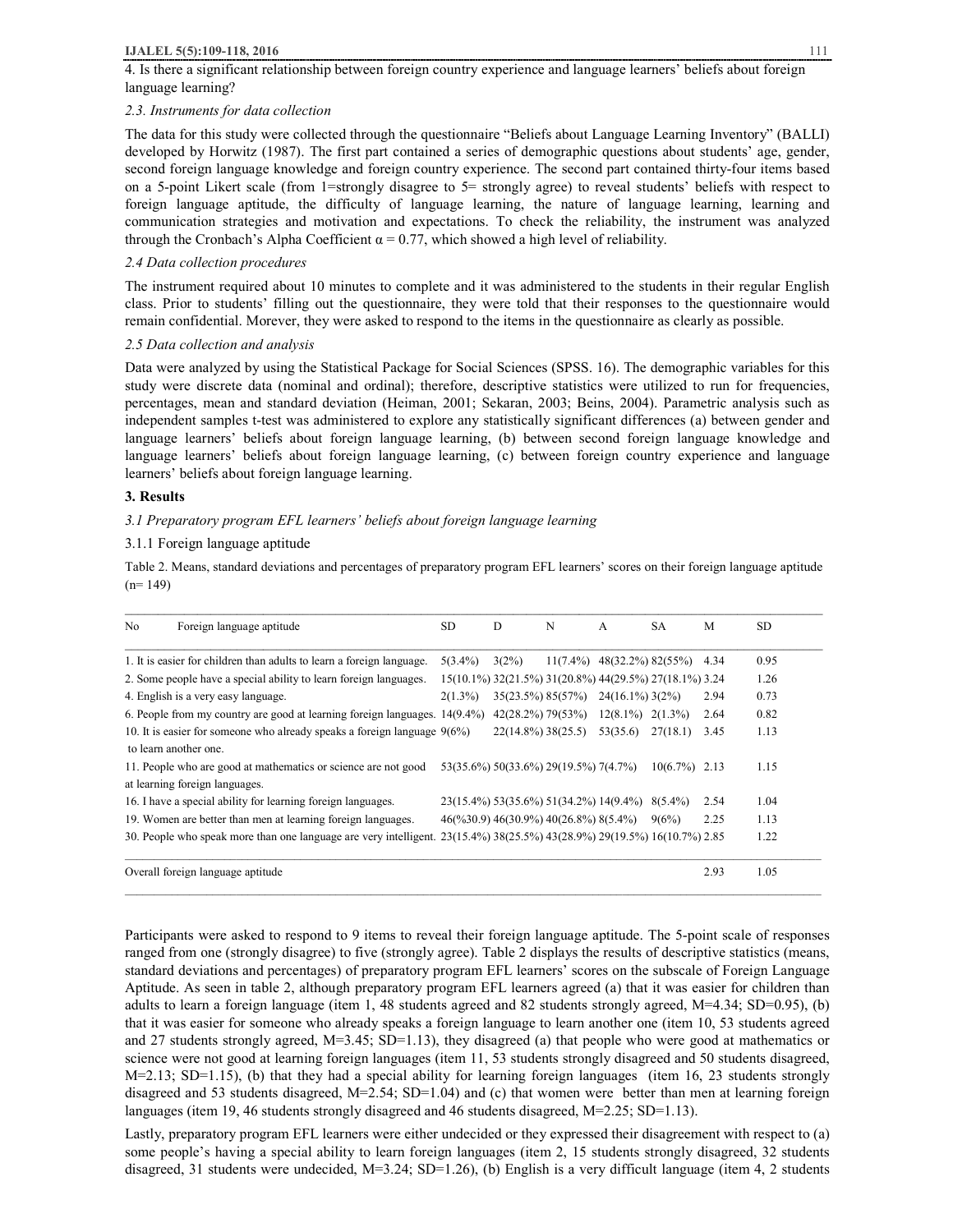4. Is there a significant relationship between foreign country experience and language learners' beliefs about foreign language learning?

*2.3. Instruments for data collection*

The data for this study were collected through the questionnaire "Beliefs about Language Learning Inventory" (BALLI) developed by Horwitz (1987). The first part contained a series of demographic questions about students' age, gender, second foreign language knowledge and foreign country experience. The second part contained thirty-four items based on a 5-point Likert scale (from 1=strongly disagree to 5= strongly agree) to reveal students' beliefs with respect to foreign language aptitude, the difficulty of language learning, the nature of language learning, learning and communication strategies and motivation and expectations. To check the reliability, the instrument was analyzed through the Cronbach's Alpha Coefficient α = 0.77, which showed a high level of reliability.

*2.4 Data collection procedures*

The instrument required about 10 minutes to complete and it was administered to the students in their regular English class. Prior to students' filling out the questionnaire, they were told that their responses to the questionnaire would remain confidential. Morever, they were asked to respond to the items in the questionnaire as clearly as possible.

*2.5 Data collection and analysis*

Data were analyzed by using the Statistical Package for Social Sciences (SPSS. 16). The demographic variables for this study were discrete data (nominal and ordinal); therefore, descriptive statistics were utilized to run for frequencies, percentages, mean and standard deviation (Heiman, 2001; Sekaran, 2003; Beins, 2004). Parametric analysis such as independent samples t-test was administered to explore any statistically significant differences (a) between gender and language learners' beliefs about foreign language learning, (b) between second foreign language knowledge and language learners' beliefs about foreign language learning, (c) between foreign country experience and language learners' beliefs about foreign language learning.

**3. Results**

*3.1 Preparatory program EFL learners' beliefs about foreign language learning*

3.1.1 Foreign language aptitude

Table 2. Means, standard deviations and percentages of preparatory program EFL learners' scores on their foreign language aptitude (n= 149)

| No Foreign language aptitude | SD | D | N | A | SA | M | SD |
|---|---|---|---|---|---|---|---|
| 1. It is easier for children than adults to learn a foreign language. | 5(3.4%) | 3(2%) | 11(7.4%) | 48(32.2%) | 82(55%) | 4.34 | 0.95 |
| 2. Some people have a special ability to learn foreign languages. | 15(10.1%) | 32(21.5%) | 31(20.8%) | 44(29.5%) | 27(18.1%) | 3.24 | 1.26 |
| 4. English is a very easy language. | 2(1.3%) | 35(23.5%) | 85(57%) | 24(16.1%) | 3(2%) | 2.94 | 0.73 |
| 6. People from my country are good at learning foreign languages. | 14(9.4%) | 42(28.2%) | 79(53%) | 12(8.1%) | 2(1.3%) | 2.64 | 0.82 |
| 10. It is easier for someone who already speaks a foreign language to learn another one. | 9(6%) | 22(14.8%) | 38(25.5) | 53(35.6) | 27(18.1) | 3.45 | 1.13 |
| 11. People who are good at mathematics or science are not good at learning foreign languages. | 53(35.6%) | 50(33.6%) | 29(19.5%) | 7(4.7%) | 10(6.7%) | 2.13 | 1.15 |
| 16. I have a special ability for learning foreign languages. | 23(15.4%) | 53(35.6%) | 51(34.2%) | 14(9.4%) | 8(5.4%) | 2.54 | 1.04 |
| 19. Women are better than men at learning foreign languages. | 46(%30.9) | 46(30.9%) | 40(26.8%) | 8(5.4%) | 9(6%) | 2.25 | 1.13 |
| 30. People who speak more than one language are very intelligent. | 23(15.4%) | 38(25.5%) | 43(28.9%) | 29(19.5%) | 16(10.7%) | 2.85 | 1.22 |
| Overall foreign language aptitude | | | | | | 2.93 | 1.05 |

Participants were asked to respond to 9 items to reveal their foreign language aptitude. The 5-point scale of responses ranged from one (strongly disagree) to five (strongly agree). Table 2 displays the results of descriptive statistics (means, standard deviations and percentages) of preparatory program EFL learners' scores on the subscale of Foreign Language Aptitude. As seen in table 2, although preparatory program EFL learners agreed (a) that it was easier for children than adults to learn a foreign language (item 1, 48 students agreed and 82 students strongly agreed, M=4.34; SD=0.95), (b) that it was easier for someone who already speaks a foreign language to learn another one (item 10, 53 students agreed and 27 students strongly agreed, M=3.45; SD=1.13), they disagreed (a) that people who were good at mathematics or science were not good at learning foreign languages (item 11, 53 students strongly disagreed and 50 students disagreed, M=2.13; SD=1.15), (b) that they had a special ability for learning foreign languages (item 16, 23 students strongly disagreed and 53 students disagreed, M=2.54; SD=1.04) and (c) that women were better than men at learning foreign languages (item 19, 46 students strongly disagreed and 46 students disagreed, M=2.25; SD=1.13).

Lastly, preparatory program EFL learners were either undecided or they expressed their disagreement with respect to (a) some people's having a special ability to learn foreign languages (item 2, 15 students strongly disagreed, 32 students disagreed, 31 students were undecided, M=3.24; SD=1.26), (b) English is a very difficult language (item 4, 2 students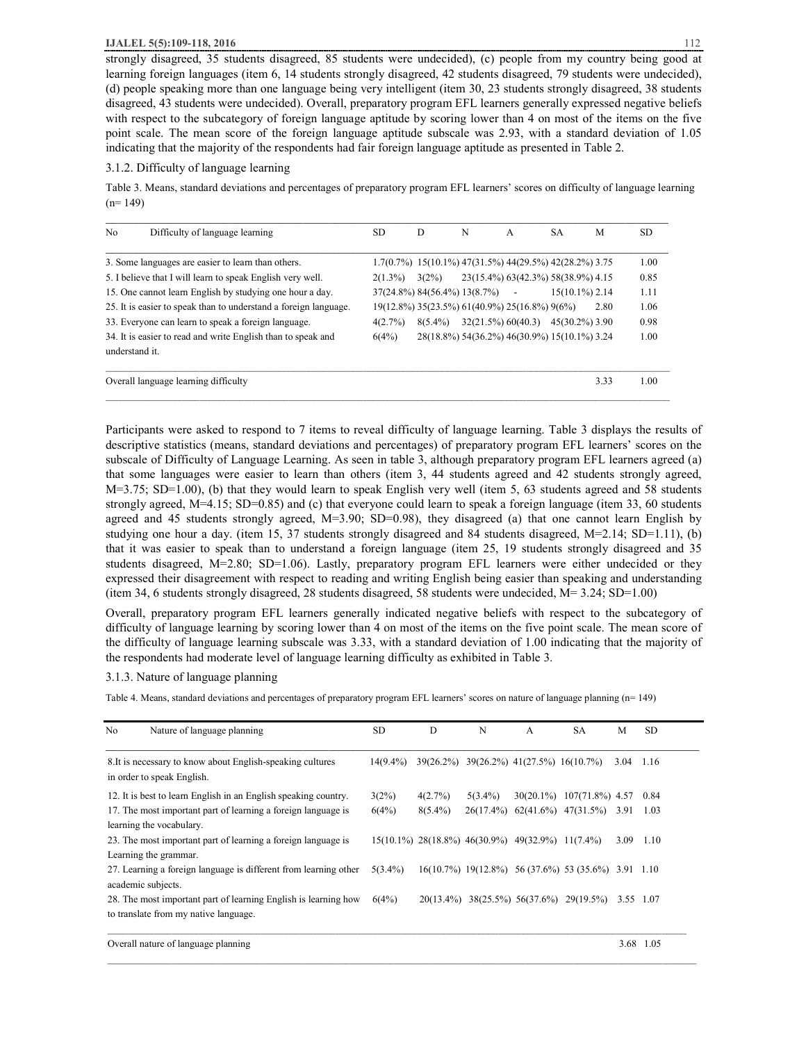strongly disagreed, 35 students disagreed, 85 students were undecided), (c) people from my country being good at learning foreign languages (item 6, 14 students strongly disagreed, 42 students disagreed, 79 students were undecided), (d) people speaking more than one language being very intelligent (item 30, 23 students strongly disagreed, 38 students disagreed, 43 students were undecided). Overall, preparatory program EFL learners generally expressed negative beliefs with respect to the subcategory of foreign language aptitude by scoring lower than 4 on most of the items on the five point scale. The mean score of the foreign language aptitude subscale was 2.93, with a standard deviation of 1.05 indicating that the majority of the respondents had fair foreign language aptitude as presented in Table 2.

### 3.1.2. Difficulty of language learning

Table 3. Means, standard deviations and percentages of preparatory program EFL learners' scores on difficulty of language learning (n= 149)

| No | Difficulty of language learning | SD | D | N | A | SA | M | SD |
|---|---|---|---|---|---|---|---|---|
| 3. | Some languages are easier to learn than others. | 1.7(0.7%) | 15(10.1%) | 47(31.5%) | 44(29.5%) | 42(28.2%) | 3.75 | 1.00 |
| 5. | I believe that I will learn to speak English very well. | 2(1.3%) | 3(2%) | 23(15.4%) | 63(42.3%) | 58(38.9%) | 4.15 | 0.85 |
| 15. | One cannot learn English by studying one hour a day. | 37(24.8%) | 84(56.4%) | 13(8.7%) | - | 15(10.1%) | 2.14 | 1.11 |
| 25. | It is easier to speak than to understand a foreign language. | 19(12.8%) | 35(23.5%) | 61(40.9%) | 25(16.8%) | 9(6%) | 2.80 | 1.06 |
| 33. | Everyone can learn to speak a foreign language. | 4(2.7%) | 8(5.4%) | 32(21.5%) | 60(40.3) | 45(30.2%) | 3.90 | 0.98 |
| 34. | It is easier to read and write English than to speak and understand it. | 6(4%) | 28(18.8%) | 54(36.2%) | 46(30.9%) | 15(10.1%) | 3.24 | 1.00 |
| | Overall language learning difficulty | | | | | | 3.33 | 1.00 |

Participants were asked to respond to 7 items to reveal difficulty of language learning. Table 3 displays the results of descriptive statistics (means, standard deviations and percentages) of preparatory program EFL learners' scores on the subscale of Difficulty of Language Learning. As seen in table 3, although preparatory program EFL learners agreed (a) that some languages were easier to learn than others (item 3, 44 students agreed and 42 students strongly agreed, M=3.75; SD=1.00), (b) that they would learn to speak English very well (item 5, 63 students agreed and 58 students strongly agreed, M=4.15; SD=0.85) and (c) that everyone could learn to speak a foreign language (item 33, 60 students agreed and 45 students strongly agreed, M=3.90; SD=0.98), they disagreed (a) that one cannot learn English by studying one hour a day. (item 15, 37 students strongly disagreed and 84 students disagreed, M=2.14; SD=1.11), (b) that it was easier to speak than to understand a foreign language (item 25, 19 students strongly disagreed and 35 students disagreed, M=2.80; SD=1.06). Lastly, preparatory program EFL learners were either undecided or they expressed their disagreement with respect to reading and writing English being easier than speaking and understanding (item 34, 6 students strongly disagreed, 28 students disagreed, 58 students were undecided, M= 3.24; SD=1.00)

Overall, preparatory program EFL learners generally indicated negative beliefs with respect to the subcategory of difficulty of language learning by scoring lower than 4 on most of the items on the five point scale. The mean score of the difficulty of language learning subscale was 3.33, with a standard deviation of 1.00 indicating that the majority of the respondents had moderate level of language learning difficulty as exhibited in Table 3.

### 3.1.3. Nature of language planning

Table 4. Means, standard deviations and percentages of preparatory program EFL learners' scores on nature of language planning (n= 149)

| No | Nature of language planning | SD | D | N | A | SA | M | SD |
|---|---|---|---|---|---|---|---|---|
| 8. | It is necessary to know about English-speaking cultures in order to speak English. | 14(9.4%) | 39(26.2%) | 39(26.2%) | 41(27.5%) | 16(10.7%) | 3.04 | 1.16 |
| 12. | It is best to learn English in an English speaking country. | 3(2%) | 4(2.7%) | 5(3.4%) | 30(20.1%) | 107(71.8%) | 4.57 | 0.84 |
| 17. | The most important part of learning a foreign language is learning the vocabulary. | 6(4%) | 8(5.4%) | 26(17.4%) | 62(41.6%) | 47(31.5%) | 3.91 | 1.03 |
| 23. | The most important part of learning a foreign language is Learning the grammar. | 15(10.1%) | 28(18.8%) | 46(30.9%) | 49(32.9%) | 11(7.4%) | 3.09 | 1.10 |
| 27. | Learning a foreign language is different from learning other academic subjects. | 5(3.4%) | 16(10.7%) | 19(12.8%) | 56 (37.6%) | 53 (35.6%) | 3.91 | 1.10 |
| 28. | The most important part of learning English is learning how to translate from my native language. | 6(4%) | 20(13.4%) | 38(25.5%) | 56(37.6%) | 29(19.5%) | 3.55 | 1.07 |
| | Overall nature of language planning | | | | | | 3.68 | 1.05 |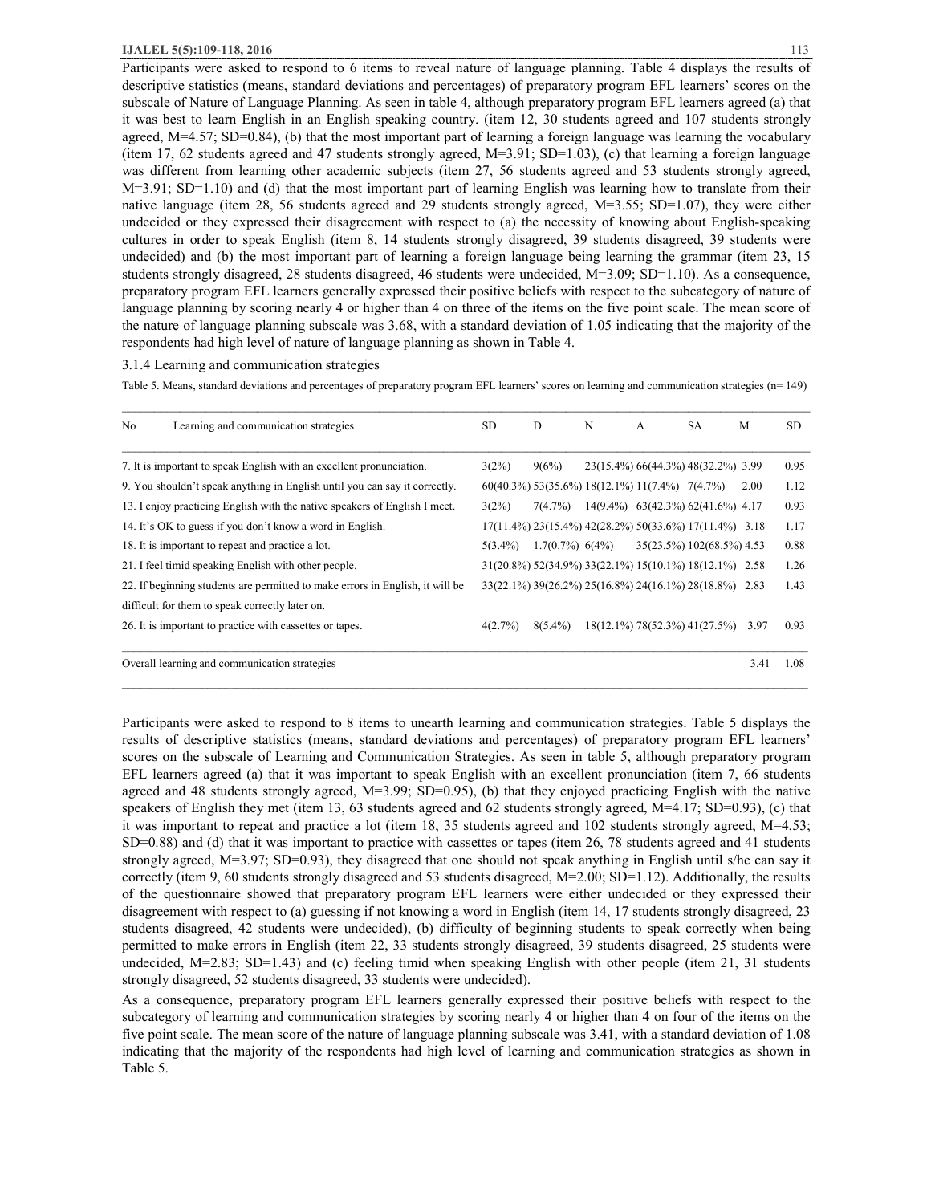Participants were asked to respond to 6 items to reveal nature of language planning. Table 4 displays the results of descriptive statistics (means, standard deviations and percentages) of preparatory program EFL learners' scores on the subscale of Nature of Language Planning. As seen in table 4, although preparatory program EFL learners agreed (a) that it was best to learn English in an English speaking country. (item 12, 30 students agreed and 107 students strongly agreed, M=4.57; SD=0.84), (b) that the most important part of learning a foreign language was learning the vocabulary (item 17, 62 students agreed and 47 students strongly agreed, M=3.91; SD=1.03), (c) that learning a foreign language was different from learning other academic subjects (item 27, 56 students agreed and 53 students strongly agreed, M=3.91; SD=1.10) and (d) that the most important part of learning English was learning how to translate from their native language (item 28, 56 students agreed and 29 students strongly agreed, M=3.55; SD=1.07), they were either undecided or they expressed their disagreement with respect to (a) the necessity of knowing about English-speaking cultures in order to speak English (item 8, 14 students strongly disagreed, 39 students disagreed, 39 students were undecided) and (b) the most important part of learning a foreign language being learning the grammar (item 23, 15 students strongly disagreed, 28 students disagreed, 46 students were undecided, M=3.09; SD=1.10). As a consequence, preparatory program EFL learners generally expressed their positive beliefs with respect to the subcategory of nature of language planning by scoring nearly 4 or higher than 4 on three of the items on the five point scale. The mean score of the nature of language planning subscale was 3.68, with a standard deviation of 1.05 indicating that the majority of the respondents had high level of nature of language planning as shown in Table 4.

3.1.4 Learning and communication strategies

Table 5. Means, standard deviations and percentages of preparatory program EFL learners' scores on learning and communication strategies (n= 149)

| No | Learning and communication strategies | SD | D | N | A | SA | M | SD |
|---|---|---|---|---|---|---|---|---|
| 7. | It is important to speak English with an excellent pronunciation. | 3(2%) | 9(6%) | 23(15.4%) | 66(44.3%) | 48(32.2%) | 3.99 | 0.95 |
| 9. | You shouldn't speak anything in English until you can say it correctly. | 60(40.3%) | 53(35.6%) | 18(12.1%) | 11(7.4%) | 7(4.7%) | 2.00 | 1.12 |
| 13. | I enjoy practicing English with the native speakers of English I meet. | 3(2%) | 7(4.7%) | 14(9.4%) | 63(42.3%) | 62(41.6%) | 4.17 | 0.93 |
| 14. | It's OK to guess if you don't know a word in English. | 17(11.4%) | 23(15.4%) | 42(28.2%) | 50(33.6%) | 17(11.4%) | 3.18 | 1.17 |
| 18. | It is important to repeat and practice a lot. | 5(3.4%) | 1.7(0.7%) | 6(4%) | 35(23.5%) | 102(68.5%) | 4.53 | 0.88 |
| 21. | I feel timid speaking English with other people. | 31(20.8%) | 52(34.9%) | 33(22.1%) | 15(10.1%) | 18(12.1%) | 2.58 | 1.26 |
| 22. | If beginning students are permitted to make errors in English, it will be difficult for them to speak correctly later on. | 33(22.1%) | 39(26.2%) | 25(16.8%) | 24(16.1%) | 28(18.8%) | 2.83 | 1.43 |
| 26. | It is important to practice with cassettes or tapes. | 4(2.7%) | 8(5.4%) | 18(12.1%) | 78(52.3%) | 41(27.5%) | 3.97 | 0.93 |
| | Overall learning and communication strategies | | | | | | 3.41 | 1.08 |

Participants were asked to respond to 8 items to unearth learning and communication strategies. Table 5 displays the results of descriptive statistics (means, standard deviations and percentages) of preparatory program EFL learners' scores on the subscale of Learning and Communication Strategies. As seen in table 5, although preparatory program EFL learners agreed (a) that it was important to speak English with an excellent pronunciation (item 7, 66 students agreed and 48 students strongly agreed, M=3.99; SD=0.95), (b) that they enjoyed practicing English with the native speakers of English they met (item 13, 63 students agreed and 62 students strongly agreed, M=4.17; SD=0.93), (c) that it was important to repeat and practice a lot (item 18, 35 students agreed and 102 students strongly agreed, M=4.53; SD=0.88) and (d) that it was important to practice with cassettes or tapes (item 26, 78 students agreed and 41 students strongly agreed, M=3.97; SD=0.93), they disagreed that one should not speak anything in English until s/he can say it correctly (item 9, 60 students strongly disagreed and 53 students disagreed, M=2.00; SD=1.12). Additionally, the results of the questionnaire showed that preparatory program EFL learners were either undecided or they expressed their disagreement with respect to (a) guessing if not knowing a word in English (item 14, 17 students strongly disagreed, 23 students disagreed, 42 students were undecided), (b) difficulty of beginning students to speak correctly when being permitted to make errors in English (item 22, 33 students strongly disagreed, 39 students disagreed, 25 students were undecided, M=2.83; SD=1.43) and (c) feeling timid when speaking English with other people (item 21, 31 students strongly disagreed, 52 students disagreed, 33 students were undecided).

As a consequence, preparatory program EFL learners generally expressed their positive beliefs with respect to the subcategory of learning and communication strategies by scoring nearly 4 or higher than 4 on four of the items on the five point scale. The mean score of the nature of language planning subscale was 3.41, with a standard deviation of 1.08 indicating that the majority of the respondents had high level of learning and communication strategies as shown in Table 5.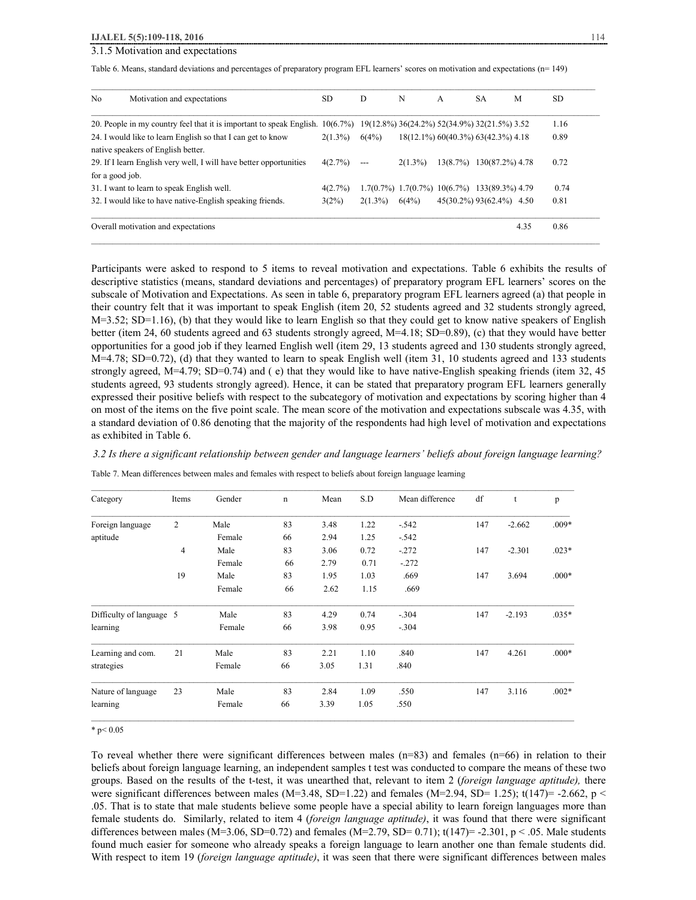### 3.1.5 Motivation and expectations

Table 6. Means, standard deviations and percentages of preparatory program EFL learners' scores on motivation and expectations (n= 149)

| No | Motivation and expectations | SD | D | N | A | SA | M | SD |
|---|---|---|---|---|---|---|---|---|
| 20. | People in my country feel that it is important to speak English. | 10(6.7%) | 19(12.8%) | 36(24.2%) | 52(34.9%) | 32(21.5%) | 3.52 | 1.16 |
| 24. | I would like to learn English so that I can get to know native speakers of English better. | 2(1.3%) | 6(4%) | | 18(12.1%) | 60(40.3%) 63(42.3%) | 4.18 | 0.89 |
| 29. | If I learn English very well, I will have better opportunities for a good job. | 4(2.7%) | --- | 2(1.3%) | 13(8.7%) | 130(87.2%) | 4.78 | 0.72 |
| 31. | I want to learn to speak English well. | 4(2.7%) | 1.7(0.7%) | 1.7(0.7%) | 10(6.7%) | 133(89.3%) | 4.79 | 0.74 |
| 32. | I would like to have native-English speaking friends. | 3(2%) | 2(1.3%) | 6(4%) | 45(30.2%) | 93(62.4%) | 4.50 | 0.81 |
| | Overall motivation and expectations | | | | | | 4.35 | 0.86 |

Participants were asked to respond to 5 items to reveal motivation and expectations. Table 6 exhibits the results of descriptive statistics (means, standard deviations and percentages) of preparatory program EFL learners' scores on the subscale of Motivation and Expectations. As seen in table 6, preparatory program EFL learners agreed (a) that people in their country felt that it was important to speak English (item 20, 52 students agreed and 32 students strongly agreed, M=3.52; SD=1.16), (b) that they would like to learn English so that they could get to know native speakers of English better (item 24, 60 students agreed and 63 students strongly agreed, M=4.18; SD=0.89), (c) that they would have better opportunities for a good job if they learned English well (item 29, 13 students agreed and 130 students strongly agreed, M=4.78; SD=0.72), (d) that they wanted to learn to speak English well (item 31, 10 students agreed and 133 students strongly agreed, M=4.79; SD=0.74) and ( e) that they would like to have native-English speaking friends (item 32, 45 students agreed, 93 students strongly agreed). Hence, it can be stated that preparatory program EFL learners generally expressed their positive beliefs with respect to the subcategory of motivation and expectations by scoring higher than 4 on most of the items on the five point scale. The mean score of the motivation and expectations subscale was 4.35, with a standard deviation of 0.86 denoting that the majority of the respondents had high level of motivation and expectations as exhibited in Table 6.

### *3.2 Is there a significant relationship between gender and language learners' beliefs about foreign language learning?*

Table 7. Mean differences between males and females with respect to beliefs about foreign language learning

| Category | Items | Gender | n | Mean | S.D | Mean difference | df | t | p |
|---|---|---|---|---|---|---|---|---|---|
| Foreign language aptitude | 2 | Male | 83 | 3.48 | 1.22 | -.542 | 147 | -2.662 | .009* |
| | | Female | 66 | 2.94 | 1.25 | -.542 | | | |
| | 4 | Male | 83 | 3.06 | 0.72 | -.272 | 147 | -2.301 | .023* |
| | | Female | 66 | 2.79 | 0.71 | -.272 | | | |
| | 19 | Male | 83 | 1.95 | 1.03 | .669 | 147 | 3.694 | .000* |
| | | Female | 66 | 2.62 | 1.15 | .669 | | | |
| Difficulty of language learning | 5 | Male | 83 | 4.29 | 0.74 | -.304 | 147 | -2.193 | .035* |
| | | Female | 66 | 3.98 | 0.95 | -.304 | | | |
| Learning and com. strategies | 21 | Male | 83 | 2.21 | 1.10 | .840 | 147 | 4.261 | .000* |
| | | Female | 66 | 3.05 | 1.31 | .840 | | | |
| Nature of language learning | 23 | Male | 83 | 2.84 | 1.09 | .550 | 147 | 3.116 | .002* |
| | | Female | 66 | 3.39 | 1.05 | .550 | | | |

\* $p < 0.05$

To reveal whether there were significant differences between males (n=83) and females (n=66) in relation to their beliefs about foreign language learning, an independent samples t test was conducted to compare the means of these two groups. Based on the results of the t-test, it was unearthed that, relevant to item 2 (*foreign language aptitude),* there were significant differences between males (M=3.48, SD=1.22) and females (M=2.94, SD= 1.25); $t(147)= -2.662$, $p < .05$. That is to state that male students believe some people have a special ability to learn foreign languages more than female students do. Similarly, related to item 4 (*foreign language aptitude)*, it was found that there were significant differences between males (M=3.06, SD=0.72) and females (M=2.79, SD= 0.71); $t(147)= -2.301$, $p < .05$. Male students found much easier for someone who already speaks a foreign language to learn another one than female students did. With respect to item 19 (*foreign language aptitude)*, it was seen that there were significant differences between males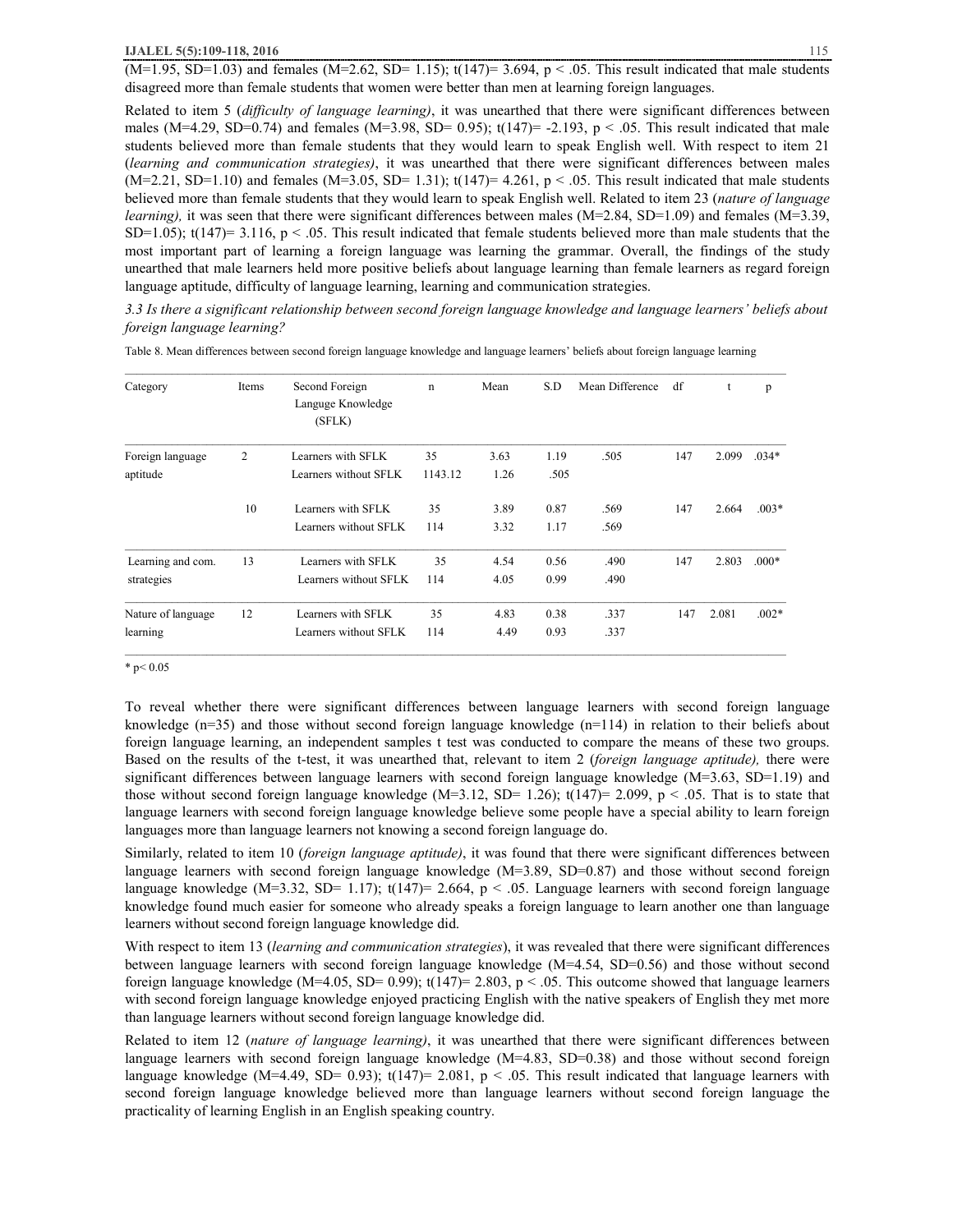(M=1.95, SD=1.03) and females (M=2.62, SD= 1.15); t(147)= 3.694, $p < .05$. This result indicated that male students disagreed more than female students that women were better than men at learning foreign languages.

Related to item 5 (*difficulty of language learning*), it was unearthed that there were significant differences between males (M=4.29, SD=0.74) and females (M=3.98, SD= 0.95); t(147)= -2.193, $p < .05$. This result indicated that male students believed more than female students that they would learn to speak English well. With respect to item 21 (*learning and communication strategies*), it was unearthed that there were significant differences between males (M=2.21, SD=1.10) and females (M=3.05, SD= 1.31); t(147)= 4.261, $p < .05$. This result indicated that male students believed more than female students that they would learn to speak English well. Related to item 23 (*nature of language learning),* it was seen that there were significant differences between males (M=2.84, SD=1.09) and females (M=3.39, SD=1.05); t(147)= 3.116, $p < .05$. This result indicated that female students believed more than male students that the most important part of learning a foreign language was learning the grammar. Overall, the findings of the study unearthed that male learners held more positive beliefs about language learning than female learners as regard foreign language aptitude, difficulty of language learning, learning and communication strategies.

*3.3 Is there a significant relationship between second foreign language knowledge and language learners' beliefs about foreign language learning?*

Table 8. Mean differences between second foreign language knowledge and language learners' beliefs about foreign language learning

| Category | Items | Second Foreign Languge Knowledge (SFLK) | n | Mean | S.D | Mean Difference | df | t | p |
|---|---|---|---|---|---|---|---|---|---|
| Foreign language aptitude | 2 | Learners with SFLK | 35 | 3.63 | 1.19 | .505 | 147 | 2.099 | .034* |
| | | Learners without SFLK | 1143.12 | 1.26 | .505 | | | | |
| | 10 | Learners with SFLK | 35 | 3.89 | 0.87 | .569 | 147 | 2.664 | .003* |
| | | Learners without SFLK | 114 | 3.32 | 1.17 | .569 | | | |
| Learning and com. strategies | 13 | Learners with SFLK | 35 | 4.54 | 0.56 | .490 | 147 | 2.803 | .000* |
| | | Learners without SFLK | 114 | 4.05 | 0.99 | .490 | | | |
| Nature of language learning | 12 | Learners with SFLK | 35 | 4.83 | 0.38 | .337 | 147 | 2.081 | .002* |
| | | Learners without SFLK | 114 | 4.49 | 0.93 | .337 | | | |

* $p< 0.05$

To reveal whether there were significant differences between language learners with second foreign language knowledge (n=35) and those without second foreign language knowledge (n=114) in relation to their beliefs about foreign language learning, an independent samples t test was conducted to compare the means of these two groups. Based on the results of the t-test, it was unearthed that, relevant to item 2 (*foreign language aptitude),* there were significant differences between language learners with second foreign language knowledge (M=3.63, SD=1.19) and those without second foreign language knowledge (M=3.12, SD= 1.26); t(147)= 2.099, $p < .05$. That is to state that language learners with second foreign language knowledge believe some people have a special ability to learn foreign languages more than language learners not knowing a second foreign language do.

Similarly, related to item 10 (*foreign language aptitude)*, it was found that there were significant differences between language learners with second foreign language knowledge (M=3.89, SD=0.87) and those without second foreign language knowledge (M=3.32, SD= 1.17); t(147)= 2.664, $p < .05$. Language learners with second foreign language knowledge found much easier for someone who already speaks a foreign language to learn another one than language learners without second foreign language knowledge did.

With respect to item 13 (*learning and communication strategies*), it was revealed that there were significant differences between language learners with second foreign language knowledge (M=4.54, SD=0.56) and those without second foreign language knowledge (M=4.05, SD= 0.99); t(147)= 2.803, $p < .05$. This outcome showed that language learners with second foreign language knowledge enjoyed practicing English with the native speakers of English they met more than language learners without second foreign language knowledge did.

Related to item 12 (*nature of language learning)*, it was unearthed that there were significant differences between language learners with second foreign language knowledge (M=4.83, SD=0.38) and those without second foreign language knowledge (M=4.49, SD= 0.93); t(147)= 2.081, $p < .05$. This result indicated that language learners with second foreign language knowledge believed more than language learners without second foreign language the practicality of learning English in an English speaking country.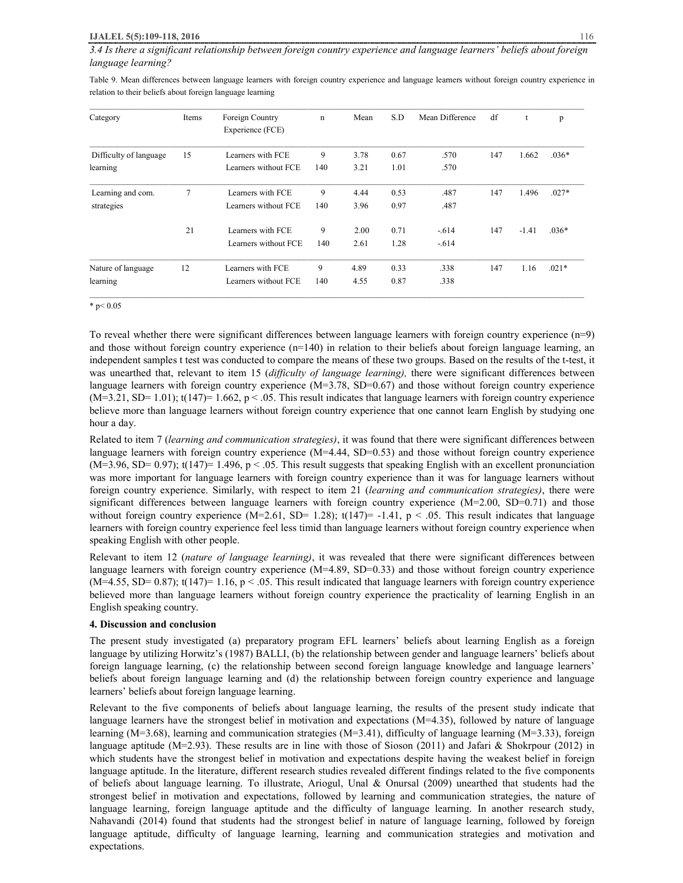*3.4 Is there a significant relationship between foreign country experience and language learners' beliefs about foreign language learning?*

Table 9. Mean differences between language learners with foreign country experience and language learners without foreign country experience in relation to their beliefs about foreign language learning

| Category | Items | Foreign Country Experience (FCE) | n | Mean | S.D | Mean Difference | df | t | p |
|---|---|---|---|---|---|---|---|---|---|
| Difficulty of language learning | 15 | Learners with FCE | 9 | 3.78 | 0.67 | .570 | 147 | 1.662 | .036* |
| | | Learners without FCE | 140 | 3.21 | 1.01 | .570 | | | |
| Learning and com. strategies | 7 | Learners with FCE | 9 | 4.44 | 0.53 | .487 | 147 | 1.496 | .027* |
| | | Learners without FCE | 140 | 3.96 | 0.97 | .487 | | | |
| | 21 | Learners with FCE | 9 | 2.00 | 0.71 | -.614 | 147 | -1.41 | .036* |
| | | Learners without FCE | 140 | 2.61 | 1.28 | -.614 | | | |
| Nature of language learning | 12 | Learners with FCE | 9 | 4.89 | 0.33 | .338 | 147 | 1.16 | .021* |
| | | Learners without FCE | 140 | 4.55 | 0.87 | .338 | | | |

* $p < 0.05$

To reveal whether there were significant differences between language learners with foreign country experience (n=9) and those without foreign country experience (n=140) in relation to their beliefs about foreign language learning, an independent samples t test was conducted to compare the means of these two groups. Based on the results of the t-test, it was unearthed that, relevant to item 15 (*difficulty of language learning),* there were significant differences between language learners with foreign country experience (M=3.78, SD=0.67) and those without foreign country experience (M=3.21, SD= 1.01); $t(147)= 1.662$, $p < .05$. This result indicates that language learners with foreign country experience believe more than language learners without foreign country experience that one cannot learn English by studying one hour a day.

Related to item 7 (*learning and communication strategies)*, it was found that there were significant differences between language learners with foreign country experience (M=4.44, SD=0.53) and those without foreign country experience (M=3.96, SD= 0.97); $t(147)= 1.496$, $p < .05$. This result suggests that speaking English with an excellent pronunciation was more important for language learners with foreign country experience than it was for language learners without foreign country experience. Similarly, with respect to item 21 (*learning and communication strategies)*, there were significant differences between language learners with foreign country experience (M=2.00, SD=0.71) and those without foreign country experience (M=2.61, SD= 1.28); $t(147)= -1.41$, $p < .05$. This result indicates that language learners with foreign country experience feel less timid than language learners without foreign country experience when speaking English with other people.

Relevant to item 12 (*nature of language learning)*, it was revealed that there were significant differences between language learners with foreign country experience (M=4.89, SD=0.33) and those without foreign country experience (M=4.55, SD= 0.87); $t(147)= 1.16$, $p < .05$. This result indicated that language learners with foreign country experience believed more than language learners without foreign country experience the practicality of learning English in an English speaking country.

## 4. Discussion and conclusion

The present study investigated (a) preparatory program EFL learners' beliefs about learning English as a foreign language by utilizing Horwitz's (1987) BALLI, (b) the relationship between gender and language learners' beliefs about foreign language learning, (c) the relationship between second foreign language knowledge and language learners' beliefs about foreign language learning and (d) the relationship between foreign country experience and language learners' beliefs about foreign language learning.

Relevant to the five components of beliefs about language learning, the results of the present study indicate that language learners have the strongest belief in motivation and expectations (M=4.35), followed by nature of language learning (M=3.68), learning and communication strategies (M=3.41), difficulty of language learning (M=3.33), foreign language aptitude (M=2.93). These results are in line with those of Sioson (2011) and Jafari & Shokrpour (2012) in which students have the strongest belief in motivation and expectations despite having the weakest belief in foreign language aptitude. In the literature, different research studies revealed different findings related to the five components of beliefs about language learning. To illustrate, Ariogul, Unal & Onursal (2009) unearthed that students had the strongest belief in motivation and expectations, followed by learning and communication strategies, the nature of language learning, foreign language aptitude and the difficulty of language learning. In another research study, Nahavandi (2014) found that students had the strongest belief in nature of language learning, followed by foreign language aptitude, difficulty of language learning, learning and communication strategies and motivation and expectations.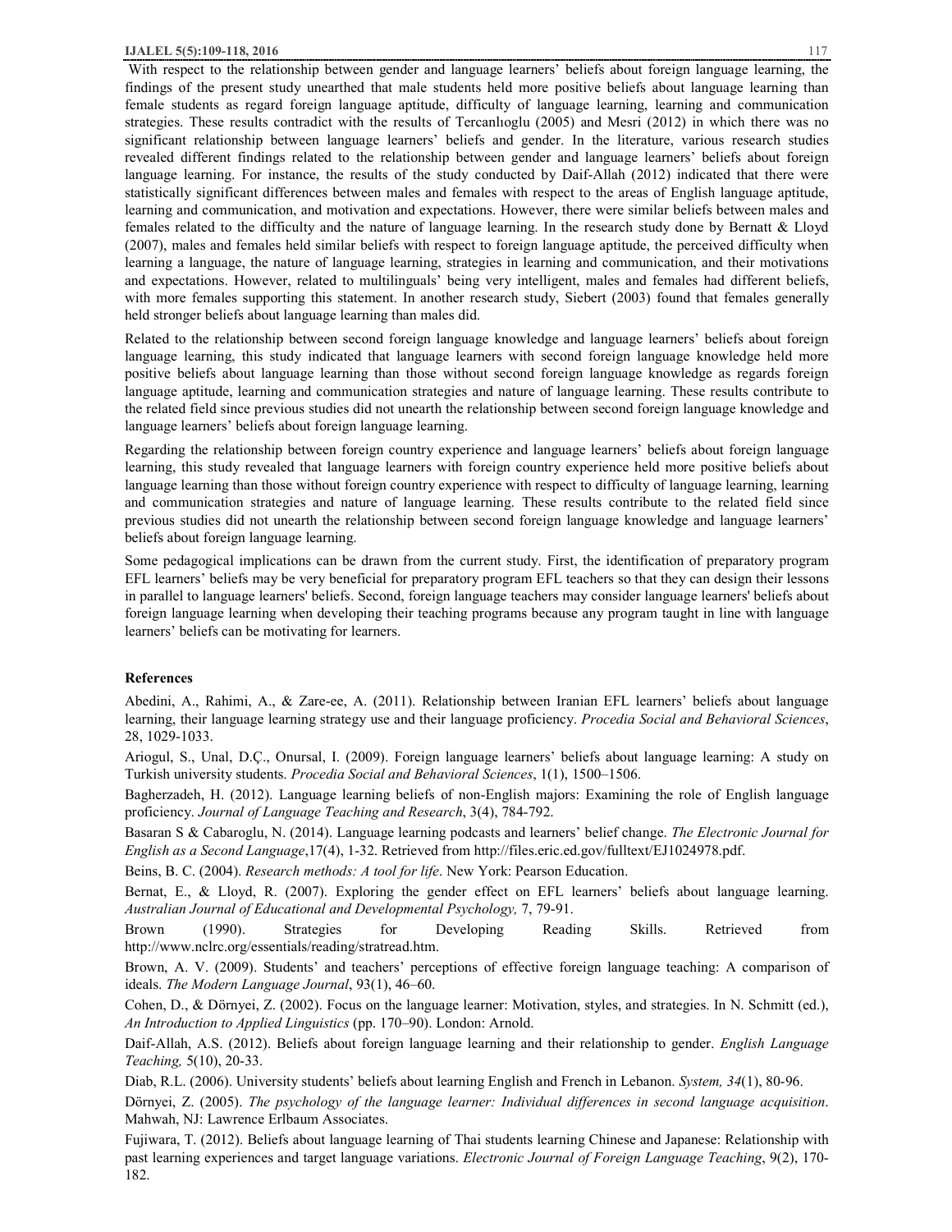With respect to the relationship between gender and language learners' beliefs about foreign language learning, the findings of the present study unearthed that male students held more positive beliefs about language learning than female students as regard foreign language aptitude, difficulty of language learning, learning and communication strategies. These results contradict with the results of Tercanlıoglu (2005) and Mesri (2012) in which there was no significant relationship between language learners' beliefs and gender. In the literature, various research studies revealed different findings related to the relationship between gender and language learners' beliefs about foreign language learning. For instance, the results of the study conducted by Daif-Allah (2012) indicated that there were statistically significant differences between males and females with respect to the areas of English language aptitude, learning and communication, and motivation and expectations. However, there were similar beliefs between males and females related to the difficulty and the nature of language learning. In the research study done by Bernatt & Lloyd (2007), males and females held similar beliefs with respect to foreign language aptitude, the perceived difficulty when learning a language, the nature of language learning, strategies in learning and communication, and their motivations and expectations. However, related to multilinguals' being very intelligent, males and females had different beliefs, with more females supporting this statement. In another research study, Siebert (2003) found that females generally held stronger beliefs about language learning than males did.

Related to the relationship between second foreign language knowledge and language learners' beliefs about foreign language learning, this study indicated that language learners with second foreign language knowledge held more positive beliefs about language learning than those without second foreign language knowledge as regards foreign language aptitude, learning and communication strategies and nature of language learning. These results contribute to the related field since previous studies did not unearth the relationship between second foreign language knowledge and language learners' beliefs about foreign language learning.

Regarding the relationship between foreign country experience and language learners' beliefs about foreign language learning, this study revealed that language learners with foreign country experience held more positive beliefs about language learning than those without foreign country experience with respect to difficulty of language learning, learning and communication strategies and nature of language learning. These results contribute to the related field since previous studies did not unearth the relationship between second foreign language knowledge and language learners' beliefs about foreign language learning.

Some pedagogical implications can be drawn from the current study. First, the identification of preparatory program EFL learners' beliefs may be very beneficial for preparatory program EFL teachers so that they can design their lessons in parallel to language learners' beliefs. Second, foreign language teachers may consider language learners' beliefs about foreign language learning when developing their teaching programs because any program taught in line with language learners' beliefs can be motivating for learners.

## References

Abedini, A., Rahimi, A., & Zare-ee, A. (2011). Relationship between Iranian EFL learners' beliefs about language learning, their language learning strategy use and their language proficiency. *Procedia Social and Behavioral Sciences*, 28, 1029-1033.

Ariogul, S., Unal, D.Ç., Onursal, I. (2009). Foreign language learners' beliefs about language learning: A study on Turkish university students. *Procedia Social and Behavioral Sciences*, 1(1), 1500–1506.

Bagherzadeh, H. (2012). Language learning beliefs of non-English majors: Examining the role of English language proficiency. *Journal of Language Teaching and Research*, 3(4), 784-792.

Basaran S & Cabaroglu, N. (2014). Language learning podcasts and learners' belief change. *The Electronic Journal for English as a Second Language*,17(4), 1-32. Retrieved from http://files.eric.ed.gov/fulltext/EJ1024978.pdf.

Beins, B. C. (2004). *Research methods: A tool for life*. New York: Pearson Education.

Bernat, E., & Lloyd, R. (2007). Exploring the gender effect on EFL learners' beliefs about language learning. *Australian Journal of Educational and Developmental Psychology,* 7, 79-91.

Brown (1990). Strategies for Developing Reading Skills. Retrieved from http://www.nclrc.org/essentials/reading/stratread.htm.

Brown, A. V. (2009). Students' and teachers' perceptions of effective foreign language teaching: A comparison of ideals. *The Modern Language Journal*, 93(1), 46–60.

Cohen, D., & Dörnyei, Z. (2002). Focus on the language learner: Motivation, styles, and strategies. In N. Schmitt (ed.), *An Introduction to Applied Linguistics* (pp. 170–90). London: Arnold.

Daif-Allah, A.S. (2012). Beliefs about foreign language learning and their relationship to gender. *English Language Teaching,* 5(10), 20-33.

Diab, R.L. (2006). University students' beliefs about learning English and French in Lebanon. *System, 34*(1), 80-96.

Dörnyei, Z. (2005). *The psychology of the language learner: Individual differences in second language acquisition*. Mahwah, NJ: Lawrence Erlbaum Associates.

Fujiwara, T. (2012). Beliefs about language learning of Thai students learning Chinese and Japanese: Relationship with past learning experiences and target language variations. *Electronic Journal of Foreign Language Teaching*, 9(2), 170-182.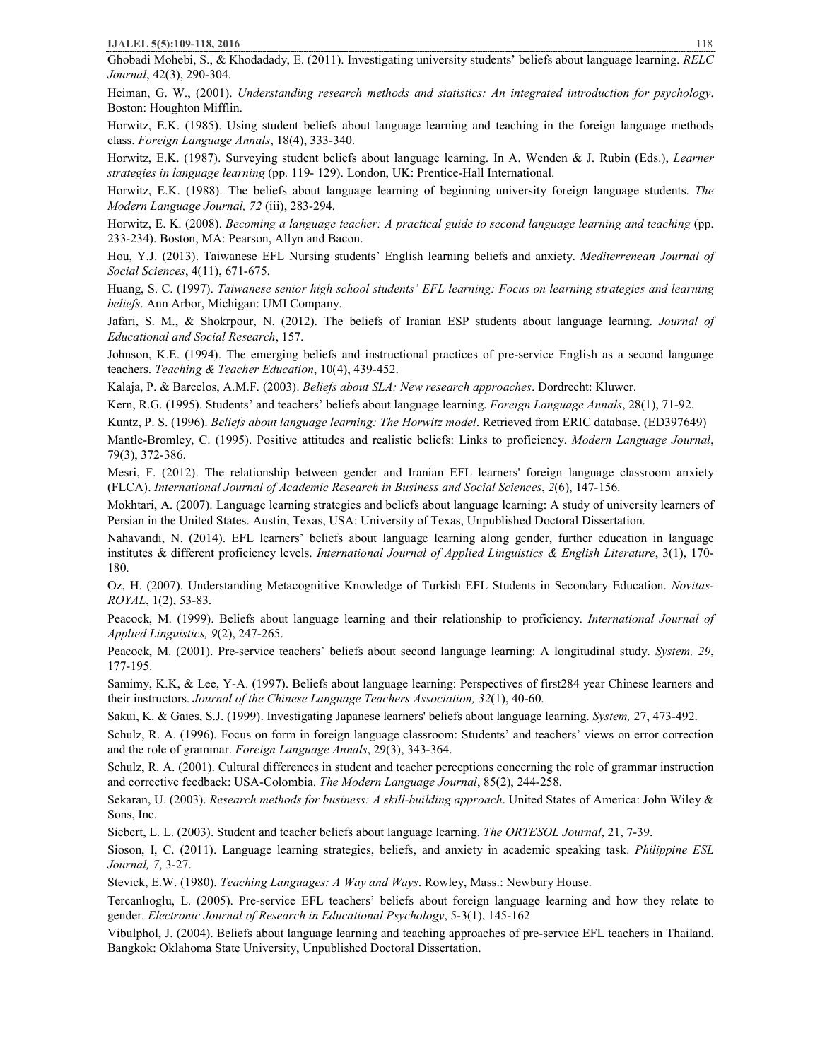Ghobadi Mohebi, S., & Khodadady, E. (2011). Investigating university students' beliefs about language learning. *RELC Journal*, 42(3), 290-304.

Heiman, G. W., (2001). *Understanding research methods and statistics: An integrated introduction for psychology*. Boston: Houghton Mifflin.

Horwitz, E.K. (1985). Using student beliefs about language learning and teaching in the foreign language methods class. *Foreign Language Annals*, 18(4), 333-340.

Horwitz, E.K. (1987). Surveying student beliefs about language learning. In A. Wenden & J. Rubin (Eds.), *Learner strategies in language learning* (pp. 119- 129). London, UK: Prentice-Hall International.

Horwitz, E.K. (1988). The beliefs about language learning of beginning university foreign language students. *The Modern Language Journal, 72* (iii), 283-294.

Horwitz, E. K. (2008). *Becoming a language teacher: A practical guide to second language learning and teaching* (pp. 233-234). Boston, MA: Pearson, Allyn and Bacon.

Hou, Y.J. (2013). Taiwanese EFL Nursing students' English learning beliefs and anxiety. *Mediterrenean Journal of Social Sciences*, 4(11), 671-675.

Huang, S. C. (1997). *Taiwanese senior high school students' EFL learning: Focus on learning strategies and learning beliefs*. Ann Arbor, Michigan: UMI Company.

Jafari, S. M., & Shokrpour, N. (2012). The beliefs of Iranian ESP students about language learning. *Journal of Educational and Social Research*, 157.

Johnson, K.E. (1994). The emerging beliefs and instructional practices of pre-service English as a second language teachers. *Teaching & Teacher Education*, 10(4), 439-452.

Kalaja, P. & Barcelos, A.M.F. (2003). *Beliefs about SLA: New research approaches*. Dordrecht: Kluwer.

Kern, R.G. (1995). Students' and teachers' beliefs about language learning. *Foreign Language Annals*, 28(1), 71-92.

Kuntz, P. S. (1996). *Beliefs about language learning: The Horwitz model*. Retrieved from ERIC database. (ED397649)

Mantle-Bromley, C. (1995). Positive attitudes and realistic beliefs: Links to proficiency. *Modern Language Journal*, 79(3), 372-386.

Mesri, F. (2012). The relationship between gender and Iranian EFL learners' foreign language classroom anxiety (FLCA). *International Journal of Academic Research in Business and Social Sciences*, *2*(6), 147-156.

Mokhtari, A. (2007). Language learning strategies and beliefs about language learning: A study of university learners of Persian in the United States. Austin, Texas, USA: University of Texas, Unpublished Doctoral Dissertation.

Nahavandi, N. (2014). EFL learners' beliefs about language learning along gender, further education in language institutes & different proficiency levels. *International Journal of Applied Linguistics & English Literature*, 3(1), 170-180.

Oz, H. (2007). Understanding Metacognitive Knowledge of Turkish EFL Students in Secondary Education. *Novitas-ROYAL*, 1(2), 53-83.

Peacock, M. (1999). Beliefs about language learning and their relationship to proficiency. *International Journal of Applied Linguistics, 9*(2), 247-265.

Peacock, M. (2001). Pre-service teachers' beliefs about second language learning: A longitudinal study. *System, 29*, 177-195.

Samimy, K.K, & Lee, Y-A. (1997). Beliefs about language learning: Perspectives of first284 year Chinese learners and their instructors. *Journal of the Chinese Language Teachers Association, 32*(1), 40-60.

Sakui, K. & Gaies, S.J. (1999). Investigating Japanese learners' beliefs about language learning. *System,* 27, 473-492.

Schulz, R. A. (1996). Focus on form in foreign language classroom: Students' and teachers' views on error correction and the role of grammar. *Foreign Language Annals*, 29(3), 343-364.

Schulz, R. A. (2001). Cultural differences in student and teacher perceptions concerning the role of grammar instruction and corrective feedback: USA-Colombia. *The Modern Language Journal*, 85(2), 244-258.

Sekaran, U. (2003). *Research methods for business: A skill-building approach*. United States of America: John Wiley & Sons, Inc.

Siebert, L. L. (2003). Student and teacher beliefs about language learning. *The ORTESOL Journal*, 21, 7-39.

Sioson, I, C. (2011). Language learning strategies, beliefs, and anxiety in academic speaking task. *Philippine ESL Journal, 7*, 3-27.

Stevick, E.W. (1980). *Teaching Languages: A Way and Ways*. Rowley, Mass.: Newbury House.

Tercanlıoglu, L. (2005). Pre-service EFL teachers' beliefs about foreign language learning and how they relate to gender. *Electronic Journal of Research in Educational Psychology*, 5-3(1), 145-162

Vibulphol, J. (2004). Beliefs about language learning and teaching approaches of pre-service EFL teachers in Thailand. Bangkok: Oklahoma State University, Unpublished Doctoral Dissertation.